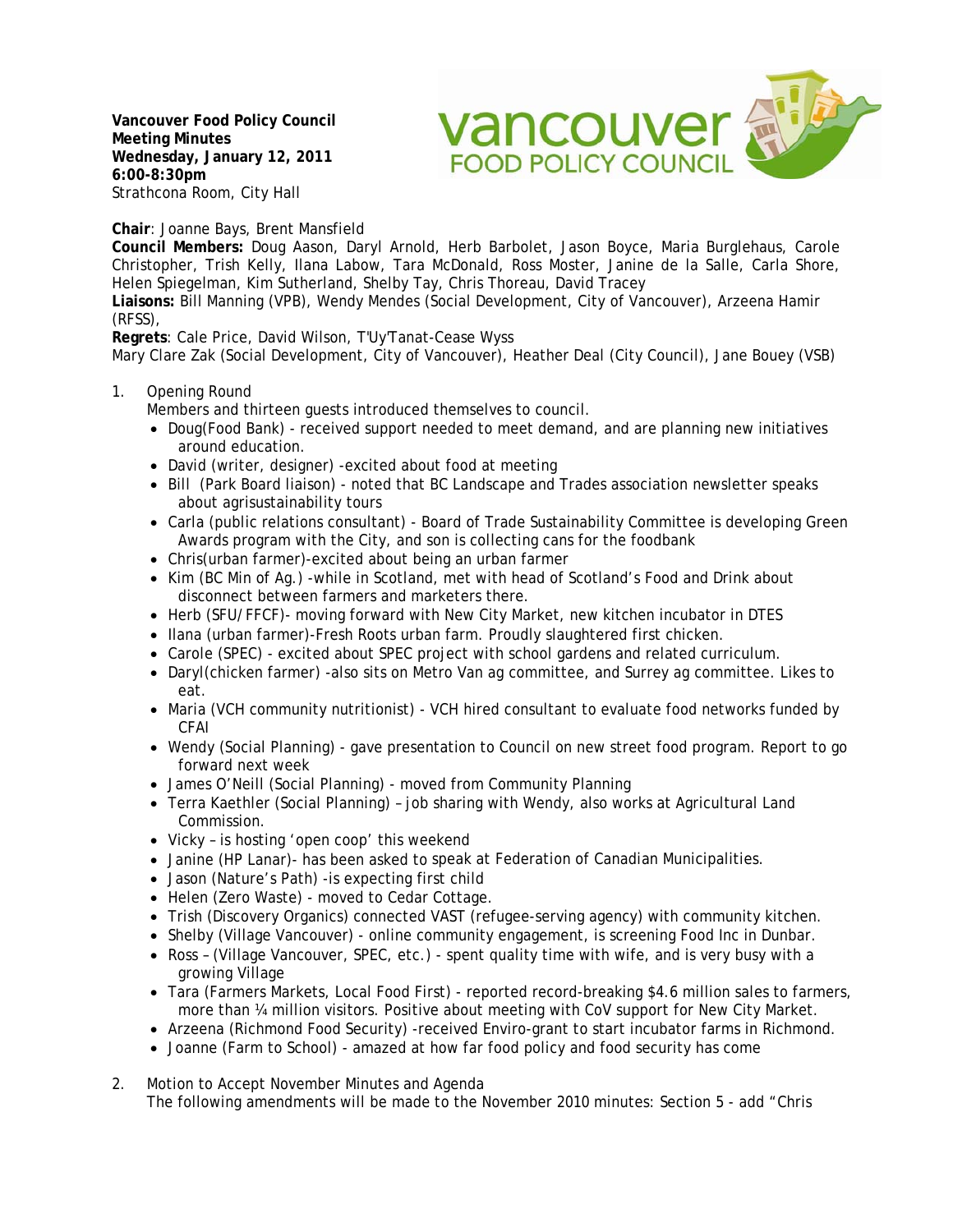**Vancouver Food Policy Council**
**Meeting Minutes**
**Wednesday, January 12, 2011**
**6:00-8:30pm**
Strathcona Room, City Hall

**Chair**: Joanne Bays, Brent Mansfield
**Council Members:** Doug Aason, Daryl Arnold, Herb Barbolet, Jason Boyce, Maria Burglehaus, Carole Christopher, Trish Kelly, Ilana Labow, Tara McDonald, Ross Moster, Janine de la Salle, Carla Shore, Helen Spiegelman, Kim Sutherland, Shelby Tay, Chris Thoreau, David Tracey
**Liaisons:** Bill Manning (VPB), Wendy Mendes (Social Development, City of Vancouver), Arzeena Hamir (RFSS),
**Regrets**: Cale Price, David Wilson, T'Uy'Tanat-Cease Wyss
Mary Clare Zak (Social Development, City of Vancouver), Heather Deal (City Council), Jane Bouey (VSB)

1. Opening Round
   Members and thirteen guests introduced themselves to council.
   - Doug(Food Bank) - received support needed to meet demand, and are planning new initiatives around education.
   - David (writer, designer) -excited about food at meeting
   - Bill (Park Board liaison) - noted that BC Landscape and Trades association newsletter speaks about agrisustainability tours
   - Carla (public relations consultant) - Board of Trade Sustainability Committee is developing Green Awards program with the City, and son is collecting cans for the foodbank
   - Chris(urban farmer)-excited about being an urban farmer
   - Kim (BC Min of Ag.) -while in Scotland, met with head of Scotland's Food and Drink about disconnect between farmers and marketers there.
   - Herb (SFU/FFCF)- moving forward with New City Market, new kitchen incubator in DTES
   - Ilana (urban farmer)-Fresh Roots urban farm. Proudly slaughtered first chicken.
   - Carole (SPEC) - excited about SPEC project with school gardens and related curriculum.
   - Daryl(chicken farmer) -also sits on Metro Van ag committee, and Surrey ag committee. Likes to eat.
   - Maria (VCH community nutritionist) - VCH hired consultant to evaluate food networks funded by CFAI
   - Wendy (Social Planning) - gave presentation to Council on new street food program. Report to go forward next week
   - James O'Neill (Social Planning) - moved from Community Planning
   - Terra Kaethler (Social Planning) – job sharing with Wendy, also works at Agricultural Land Commission.
   - Vicky – is hosting 'open coop' this weekend
   - Janine (HP Lanar)- has been asked to speak at Federation of Canadian Municipalities.
   - Jason (Nature's Path) -is expecting first child
   - Helen (Zero Waste) - moved to Cedar Cottage.
   - Trish (Discovery Organics) connected VAST (refugee-serving agency) with community kitchen.
   - Shelby (Village Vancouver) - online community engagement, is screening Food Inc in Dunbar.
   - Ross – (Village Vancouver, SPEC, etc.) - spent quality time with wife, and is very busy with a growing Village
   - Tara (Farmers Markets, Local Food First) - reported record-breaking $4.6 million sales to farmers, more than ¼ million visitors. Positive about meeting with CoV support for New City Market.
   - Arzeena (Richmond Food Security) -received Enviro-grant to start incubator farms in Richmond.
   - Joanne (Farm to School) - amazed at how far food policy and food security has come

2. Motion to Accept November Minutes and Agenda
   The following amendments will be made to the November 2010 minutes: Section 5 - add "Chris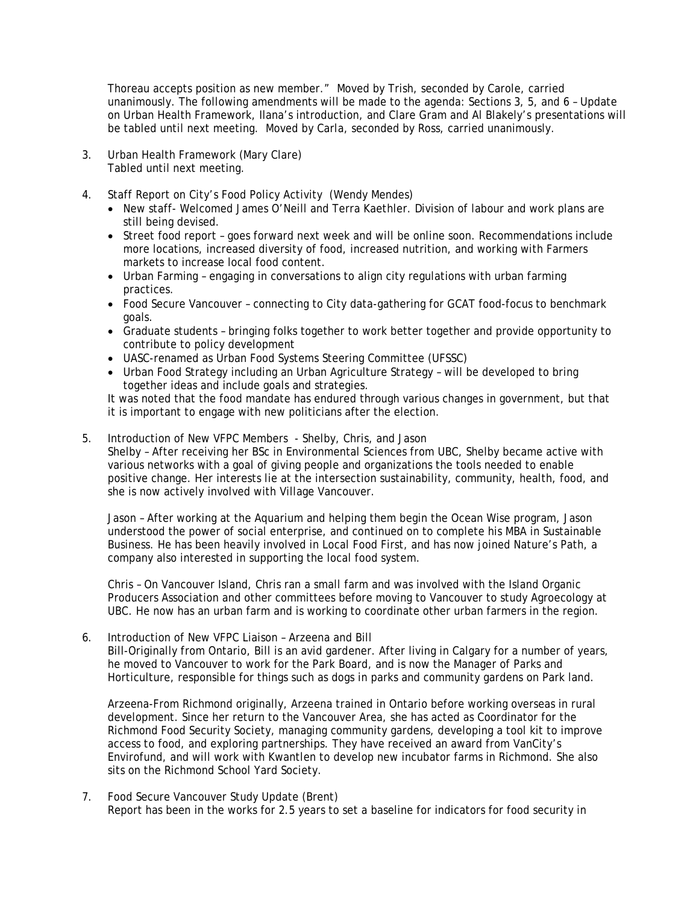Thoreau accepts position as new member." Moved by Trish, seconded by Carole, carried unanimously. The following amendments will be made to the agenda: Sections 3, 5, and 6 – Update on Urban Health Framework, Ilana's introduction, and Clare Gram and Al Blakely's presentations will be tabled until next meeting. Moved by Carla, seconded by Ross, carried unanimously.

3. Urban Health Framework (Mary Clare)
   Tabled until next meeting.

4. Staff Report on City's Food Policy Activity (Wendy Mendes)
   - New staff- Welcomed James O'Neill and Terra Kaethler. Division of labour and work plans are still being devised.
   - Street food report – goes forward next week and will be online soon. Recommendations include more locations, increased diversity of food, increased nutrition, and working with Farmers markets to increase local food content.
   - Urban Farming – engaging in conversations to align city regulations with urban farming practices.
   - Food Secure Vancouver – connecting to City data-gathering for GCAT food-focus to benchmark goals.
   - Graduate students – bringing folks together to work better together and provide opportunity to contribute to policy development
   - UASC-renamed as Urban Food Systems Steering Committee (UFSSC)
   - Urban Food Strategy including an Urban Agriculture Strategy – will be developed to bring together ideas and include goals and strategies.

   It was noted that the food mandate has endured through various changes in government, but that it is important to engage with new politicians after the election.

5. Introduction of New VFPC Members - Shelby, Chris, and Jason
   Shelby – After receiving her BSc in Environmental Sciences from UBC, Shelby became active with various networks with a goal of giving people and organizations the tools needed to enable positive change. Her interests lie at the intersection sustainability, community, health, food, and she is now actively involved with Village Vancouver.

   Jason – After working at the Aquarium and helping them begin the Ocean Wise program, Jason understood the power of social enterprise, and continued on to complete his MBA in Sustainable Business. He has been heavily involved in Local Food First, and has now joined Nature's Path, a company also interested in supporting the local food system.

   Chris – On Vancouver Island, Chris ran a small farm and was involved with the Island Organic Producers Association and other committees before moving to Vancouver to study Agroecology at UBC. He now has an urban farm and is working to coordinate other urban farmers in the region.

6. Introduction of New VFPC Liaison – Arzeena and Bill
   Bill-Originally from Ontario, Bill is an avid gardener. After living in Calgary for a number of years, he moved to Vancouver to work for the Park Board, and is now the Manager of Parks and Horticulture, responsible for things such as dogs in parks and community gardens on Park land.

   Arzeena-From Richmond originally, Arzeena trained in Ontario before working overseas in rural development. Since her return to the Vancouver Area, she has acted as Coordinator for the Richmond Food Security Society, managing community gardens, developing a tool kit to improve access to food, and exploring partnerships. They have received an award from VanCity's Envirofund, and will work with Kwantlen to develop new incubator farms in Richmond. She also sits on the Richmond School Yard Society.

7. Food Secure Vancouver Study Update (Brent)
   Report has been in the works for 2.5 years to set a baseline for indicators for food security in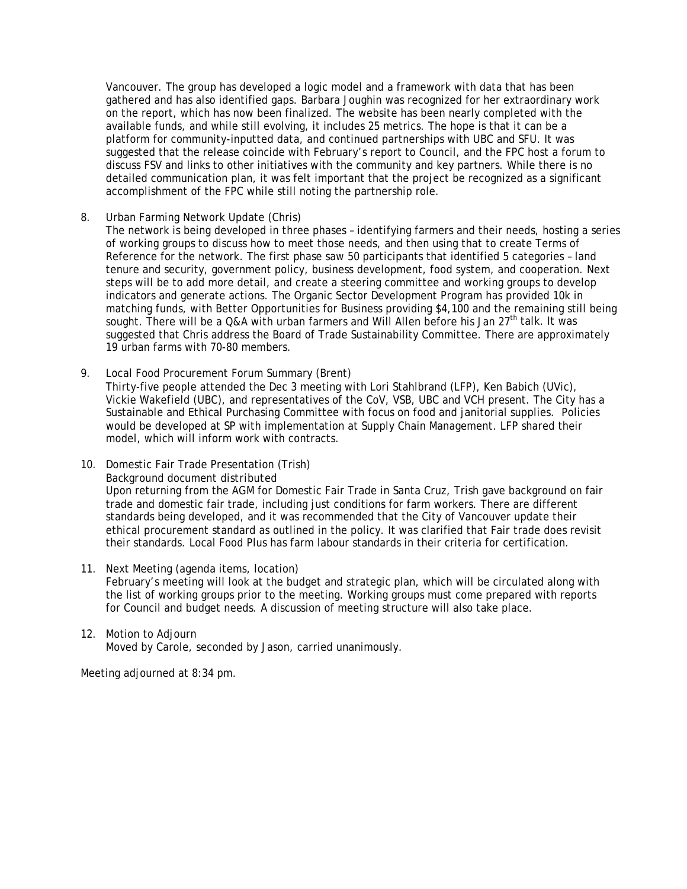Vancouver. The group has developed a logic model and a framework with data that has been gathered and has also identified gaps. Barbara Joughin was recognized for her extraordinary work on the report, which has now been finalized. The website has been nearly completed with the available funds, and while still evolving, it includes 25 metrics. The hope is that it can be a platform for community-inputted data, and continued partnerships with UBC and SFU. It was suggested that the release coincide with February's report to Council, and the FPC host a forum to discuss FSV and links to other initiatives with the community and key partners. While there is no detailed communication plan, it was felt important that the project be recognized as a significant accomplishment of the FPC while still noting the partnership role.

8. Urban Farming Network Update (Chris)
   The network is being developed in three phases – identifying farmers and their needs, hosting a series of working groups to discuss how to meet those needs, and then using that to create Terms of Reference for the network. The first phase saw 50 participants that identified 5 categories – land tenure and security, government policy, business development, food system, and cooperation. Next steps will be to add more detail, and create a steering committee and working groups to develop indicators and generate actions. The Organic Sector Development Program has provided 10k in matching funds, with Better Opportunities for Business providing $4,100 and the remaining still being sought. There will be a Q&A with urban farmers and Will Allen before his Jan 27th talk. It was suggested that Chris address the Board of Trade Sustainability Committee. There are approximately 19 urban farms with 70-80 members.

9. Local Food Procurement Forum Summary (Brent)
   Thirty-five people attended the Dec 3 meeting with Lori Stahlbrand (LFP), Ken Babich (UVic), Vickie Wakefield (UBC), and representatives of the CoV, VSB, UBC and VCH present. The City has a Sustainable and Ethical Purchasing Committee with focus on food and janitorial supplies. Policies would be developed at SP with implementation at Supply Chain Management. LFP shared their model, which will inform work with contracts.

10. Domestic Fair Trade Presentation (Trish)
    *Background document distributed*
    Upon returning from the AGM for Domestic Fair Trade in Santa Cruz, Trish gave background on fair trade and domestic fair trade, including just conditions for farm workers. There are different standards being developed, and it was recommended that the City of Vancouver update their ethical procurement standard as outlined in the policy. It was clarified that Fair trade does revisit their standards. Local Food Plus has farm labour standards in their criteria for certification.

11. Next Meeting (agenda items, location)
    February's meeting will look at the budget and strategic plan, which will be circulated along with the list of working groups prior to the meeting. Working groups must come prepared with reports for Council and budget needs. A discussion of meeting structure will also take place.

12. Motion to Adjourn
    Moved by Carole, seconded by Jason, carried unanimously.

Meeting adjourned at 8:34 pm.